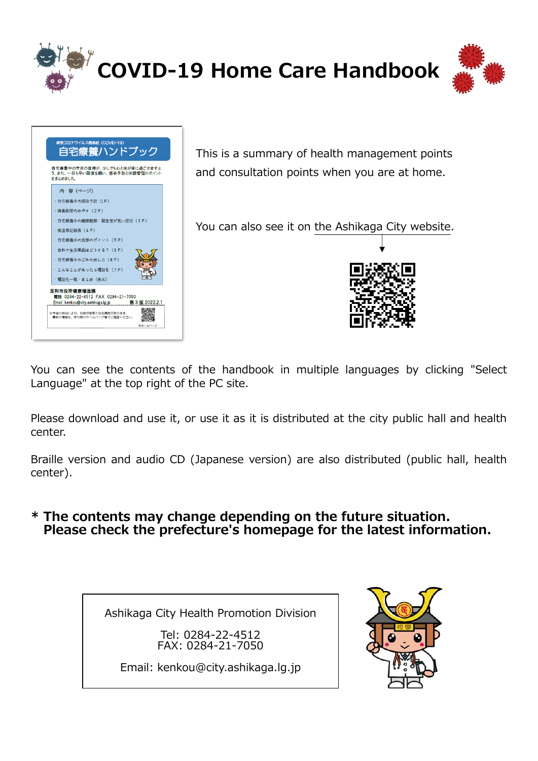# COVID-19 Home Care Handbook

This is a summary of health management points and consultation points when you are at home.

You can also see it on the Ashikaga City website.

You can see the contents of the handbook in multiple languages by clicking "Select Language" at the top right of the PC site.

Please download and use it, or use it as it is distributed at the city public hall and health center.

Braille version and audio CD (Japanese version) are also distributed (public hall, health center).

**\* The contents may change depending on the future situation. Please check the prefecture's homepage for the latest information.**

Ashikaga City Health Promotion Division

Tel: 0284-22-4512
FAX: 0284-21-7050

Email: kenkou@city.ashikaga.lg.jp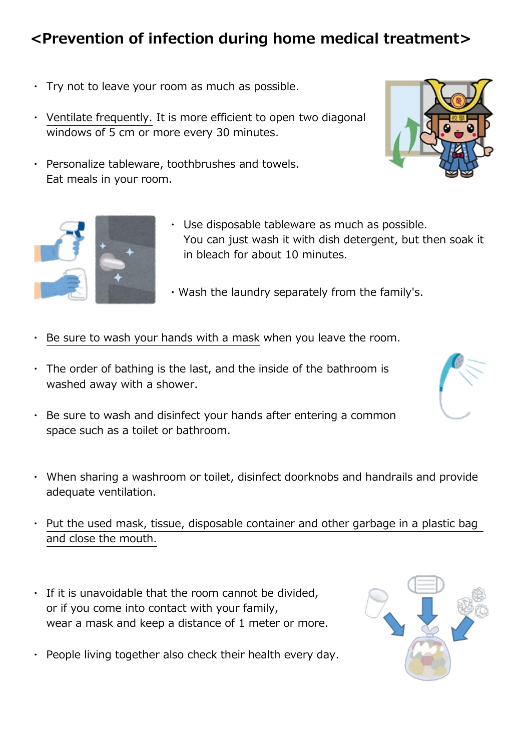## <Prevention of infection during home medical treatment>

- Try not to leave your room as much as possible.
- Ventilate frequently. It is more efficient to open two diagonal windows of 5 cm or more every 30 minutes.
- Personalize tableware, toothbrushes and towels.
  Eat meals in your room.
- Use disposable tableware as much as possible.
  You can just wash it with dish detergent, but then soak it in bleach for about 10 minutes.
- Wash the laundry separately from the family's.
- Be sure to wash your hands with a mask when you leave the room.
- The order of bathing is the last, and the inside of the bathroom is washed away with a shower.
- Be sure to wash and disinfect your hands after entering a common space such as a toilet or bathroom.
- When sharing a washroom or toilet, disinfect doorknobs and handrails and provide adequate ventilation.
- Put the used mask, tissue, disposable container and other garbage in a plastic bag and close the mouth.
- If it is unavoidable that the room cannot be divided, or if you come into contact with your family, wear a mask and keep a distance of 1 meter or more.
- People living together also check their health every day.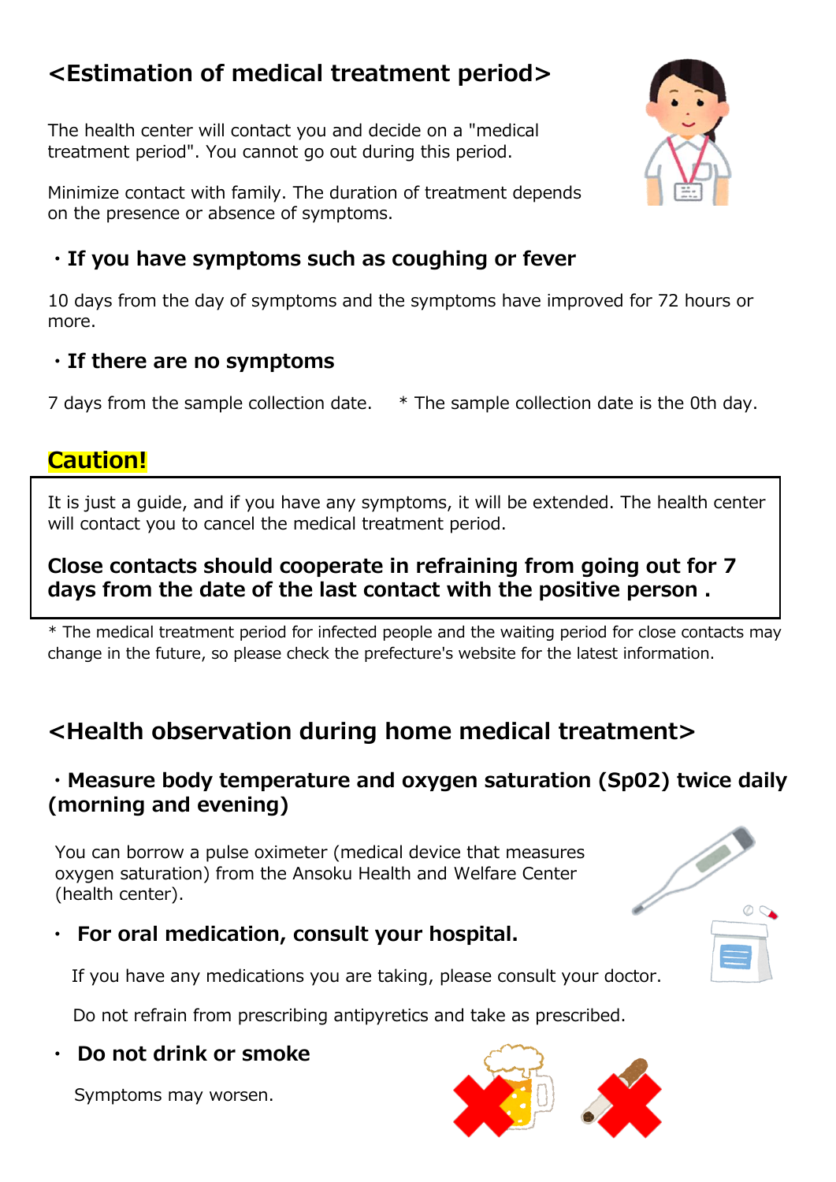## <Estimation of medical treatment period>

The health center will contact you and decide on a "medical treatment period". You cannot go out during this period.

Minimize contact with family. The duration of treatment depends on the presence or absence of symptoms.

### ・If you have symptoms such as coughing or fever

10 days from the day of symptoms and the symptoms have improved for 72 hours or more.

### ・If there are no symptoms

7 days from the sample collection date.　* The sample collection date is the 0th day.

**Caution!**

It is just a guide, and if you have any symptoms, it will be extended. The health center will contact you to cancel the medical treatment period.

**Close contacts should cooperate in refraining from going out for 7 days from the date of the last contact with the positive person .**

* The medical treatment period for infected people and the waiting period for close contacts may change in the future, so please check the prefecture's website for the latest information.

## <Health observation during home medical treatment>

### ・Measure body temperature and oxygen saturation (Sp02) twice daily (morning and evening)

You can borrow a pulse oximeter (medical device that measures oxygen saturation) from the Ansoku Health and Welfare Center (health center).

### ・ For oral medication, consult your hospital.

If you have any medications you are taking, please consult your doctor.

Do not refrain from prescribing antipyretics and take as prescribed.

### ・ Do not drink or smoke

Symptoms may worsen.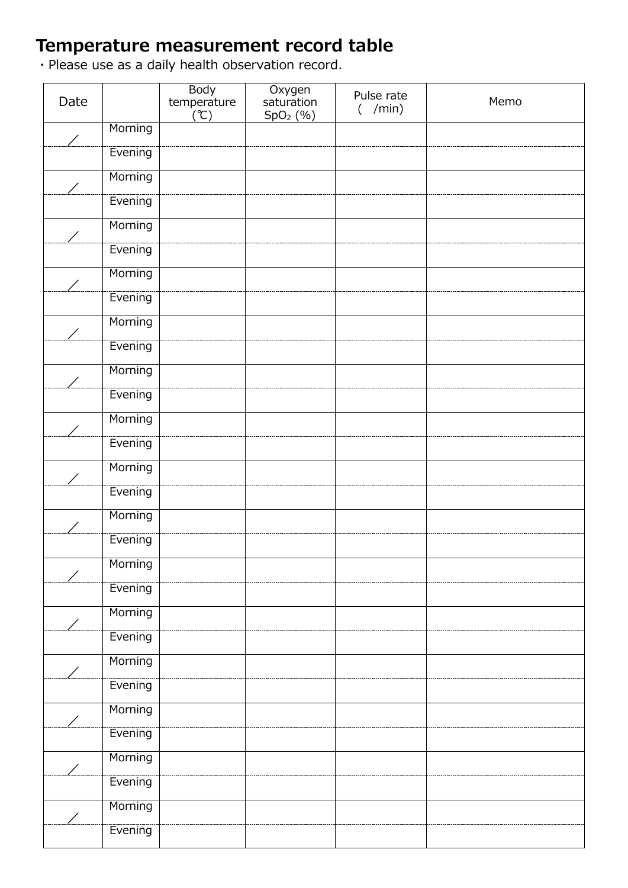# Temperature measurement record table

・Please use as a daily health observation record.

| Date | | Body temperature (℃) | Oxygen saturation $SpO_2$ (%) | Pulse rate ( /min) | Memo |
|---|---|---|---|---|---|
| ／ | Morning | | | | |
| | Evening | | | | |
| ／ | Morning | | | | |
| | Evening | | | | |
| ／ | Morning | | | | |
| | Evening | | | | |
| ／ | Morning | | | | |
| | Evening | | | | |
| ／ | Morning | | | | |
| | Evening | | | | |
| ／ | Morning | | | | |
| | Evening | | | | |
| ／ | Morning | | | | |
| | Evening | | | | |
| ／ | Morning | | | | |
| | Evening | | | | |
| ／ | Morning | | | | |
| | Evening | | | | |
| ／ | Morning | | | | |
| | Evening | | | | |
| ／ | Morning | | | | |
| | Evening | | | | |
| ／ | Morning | | | | |
| | Evening | | | | |
| ／ | Morning | | | | |
| | Evening | | | | |
| ／ | Morning | | | | |
| | Evening | | | | |
| ／ | Morning | | | | |
| | Evening | | | | |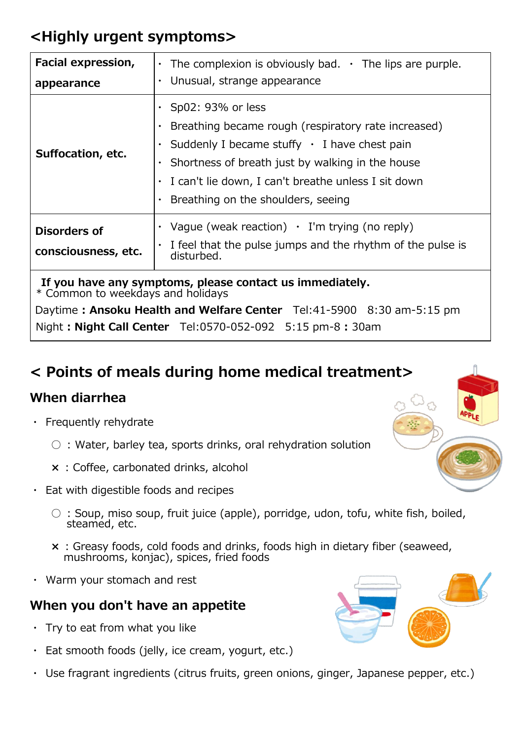## <Highly urgent symptoms>

| Facial expression, appearance | ・ The complexion is obviously bad. ・ The lips are purple.<br>・ Unusual, strange appearance |
|---|---|
| Suffocation, etc. | ・ Sp02: 93% or less<br>・ Breathing became rough (respiratory rate increased)<br>・ Suddenly I became stuffy ・ I have chest pain<br>・ Shortness of breath just by walking in the house<br>・ I can't lie down, I can't breathe unless I sit down<br>・ Breathing on the shoulders, seeing |
| Disorders of consciousness, etc. | ・ Vague (weak reaction) ・ I'm trying (no reply)<br>・ I feel that the pulse jumps and the rhythm of the pulse is disturbed. |

**If you have any symptoms, please contact us immediately.**
* Common to weekdays and holidays

Daytime **: Ansoku Health and Welfare Center** Tel:41-5900 8:30 am-5:15 pm

Night **: Night Call Center** Tel:0570-052-092 5:15 pm-8 **:** 30am

## < Points of meals during home medical treatment>

### When diarrhea

- Frequently rehydrate
  - ○ : Water, barley tea, sports drinks, oral rehydration solution
  - × : Coffee, carbonated drinks, alcohol
- Eat with digestible foods and recipes
  - ○ : Soup, miso soup, fruit juice (apple), porridge, udon, tofu, white fish, boiled, steamed, etc.
  - × : Greasy foods, cold foods and drinks, foods high in dietary fiber (seaweed, mushrooms, konjac), spices, fried foods
- Warm your stomach and rest

### When you don't have an appetite

- Try to eat from what you like
- Eat smooth foods (jelly, ice cream, yogurt, etc.)
- Use fragrant ingredients (citrus fruits, green onions, ginger, Japanese pepper, etc.)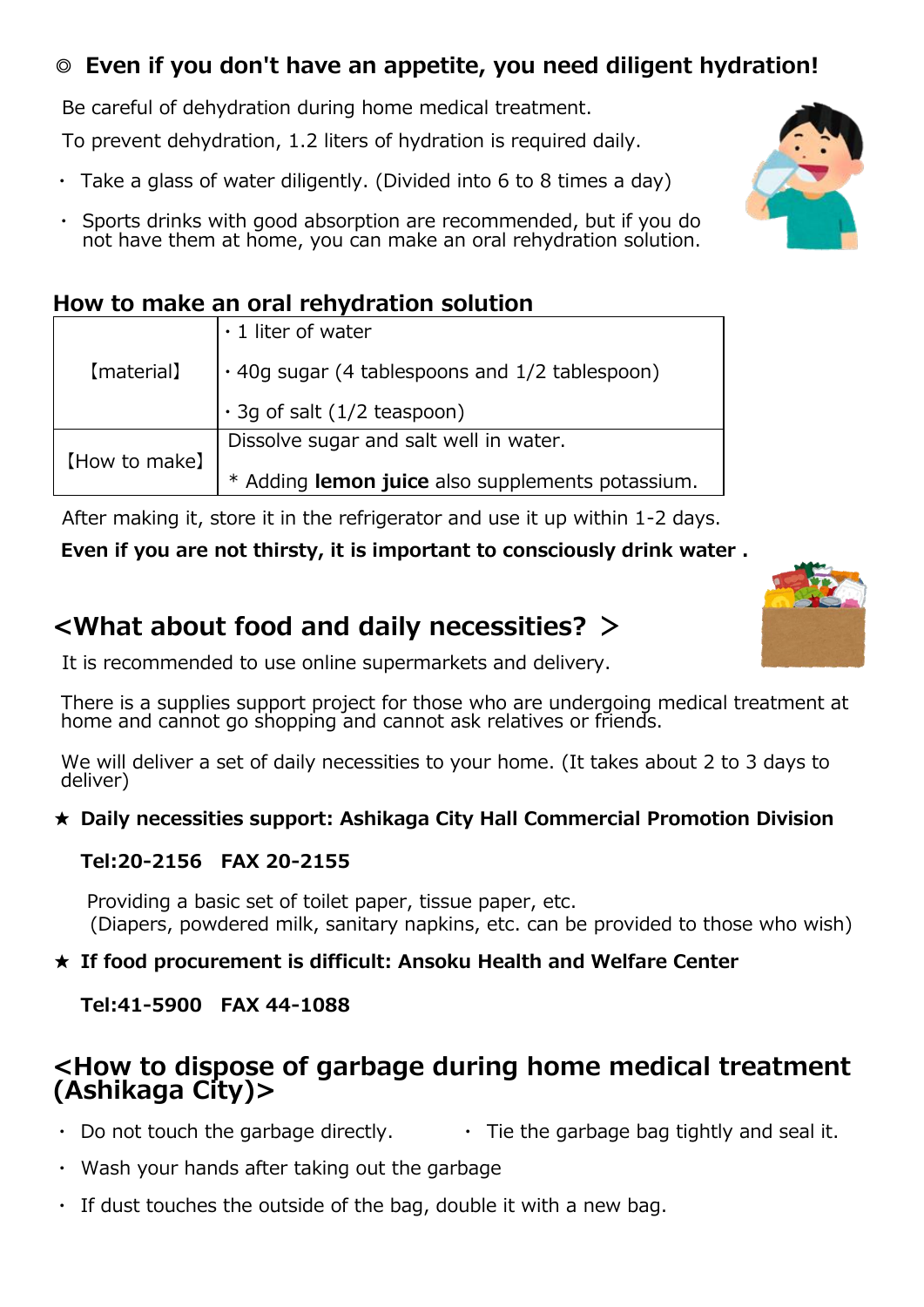## ◎ Even if you don't have an appetite, you need diligent hydration!

Be careful of dehydration during home medical treatment.

To prevent dehydration, 1.2 liters of hydration is required daily.

- Take a glass of water diligently. (Divided into 6 to 8 times a day)
- Sports drinks with good absorption are recommended, but if you do not have them at home, you can make an oral rehydration solution.

### How to make an oral rehydration solution

| | |
|---|---|
| 【material】 | ・1 liter of water<br>・40g sugar (4 tablespoons and 1/2 tablespoon)<br>・3g of salt (1/2 teaspoon) |
| 【How to make】 | Dissolve sugar and salt well in water.<br>* Adding **lemon juice** also supplements potassium. |

After making it, store it in the refrigerator and use it up within 1-2 days.

**Even if you are not thirsty, it is important to consciously drink water .**

## <What about food and daily necessities? >

It is recommended to use online supermarkets and delivery.

There is a supplies support project for those who are undergoing medical treatment at home and cannot go shopping and cannot ask relatives or friends.

We will deliver a set of daily necessities to your home. (It takes about 2 to 3 days to deliver)

★ **Daily necessities support: Ashikaga City Hall Commercial Promotion Division**

**Tel:20-2156　FAX 20-2155**

Providing a basic set of toilet paper, tissue paper, etc.
(Diapers, powdered milk, sanitary napkins, etc. can be provided to those who wish)

★ **If food procurement is difficult: Ansoku Health and Welfare Center**

**Tel:41-5900　FAX 44-1088**

## <How to dispose of garbage during home medical treatment (Ashikaga City)>

- Do not touch the garbage directly.
- Tie the garbage bag tightly and seal it.
- Wash your hands after taking out the garbage
- If dust touches the outside of the bag, double it with a new bag.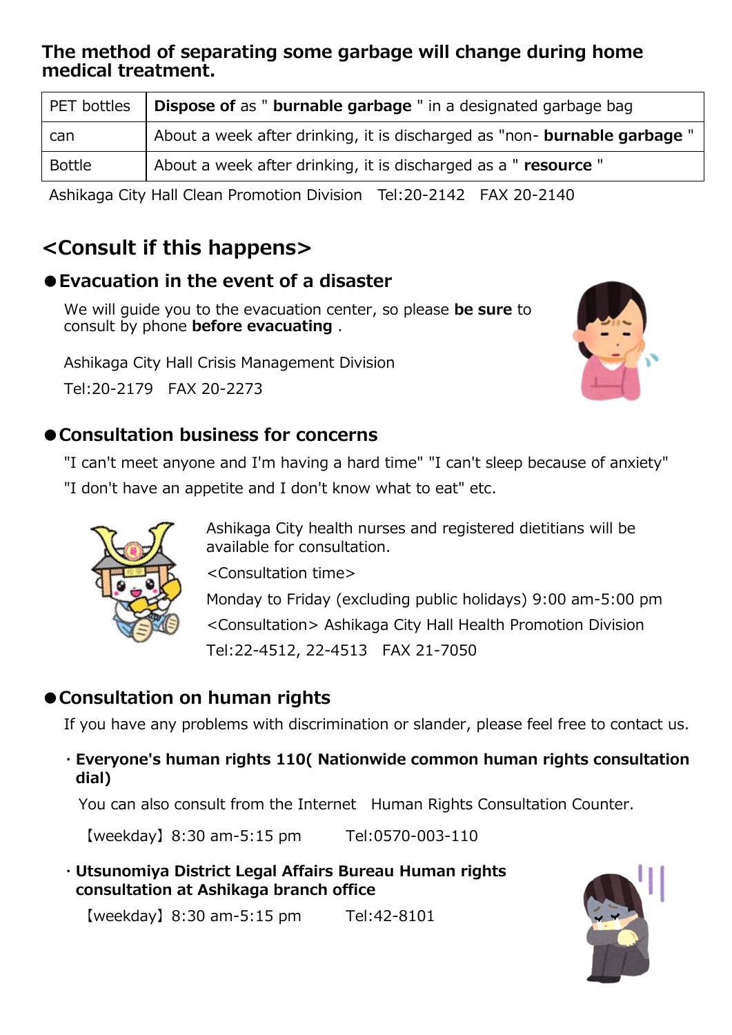## The method of separating some garbage will change during home medical treatment.

| PET bottles | **Dispose of** as " **burnable garbage** " in a designated garbage bag |
|---|---|
| can | About a week after drinking, it is discharged as "non- **burnable garbage** " |
| Bottle | About a week after drinking, it is discharged as a " **resource** " |

Ashikaga City Hall Clean Promotion Division Tel:20-2142 FAX 20-2140

## <Consult if this happens>

### ●Evacuation in the event of a disaster

We will guide you to the evacuation center, so please **be sure** to consult by phone **before evacuating** .

Ashikaga City Hall Crisis Management Division

Tel:20-2179 FAX 20-2273

### ●Consultation business for concerns

"I can't meet anyone and I'm having a hard time" "I can't sleep because of anxiety"

"I don't have an appetite and I don't know what to eat" etc.

Ashikaga City health nurses and registered dietitians will be available for consultation.

<Consultation time>

Monday to Friday (excluding public holidays) 9:00 am-5:00 pm

<Consultation> Ashikaga City Hall Health Promotion Division

Tel:22-4512, 22-4513 FAX 21-7050

### ●Consultation on human rights

If you have any problems with discrimination or slander, please feel free to contact us.

- **Everyone's human rights 110( Nationwide common human rights consultation dial)**

  You can also consult from the Internet Human Rights Consultation Counter.

  【weekday】8:30 am-5:15 pm Tel:0570-003-110

- **Utsunomiya District Legal Affairs Bureau Human rights consultation at Ashikaga branch office**

  【weekday】8:30 am-5:15 pm Tel:42-8101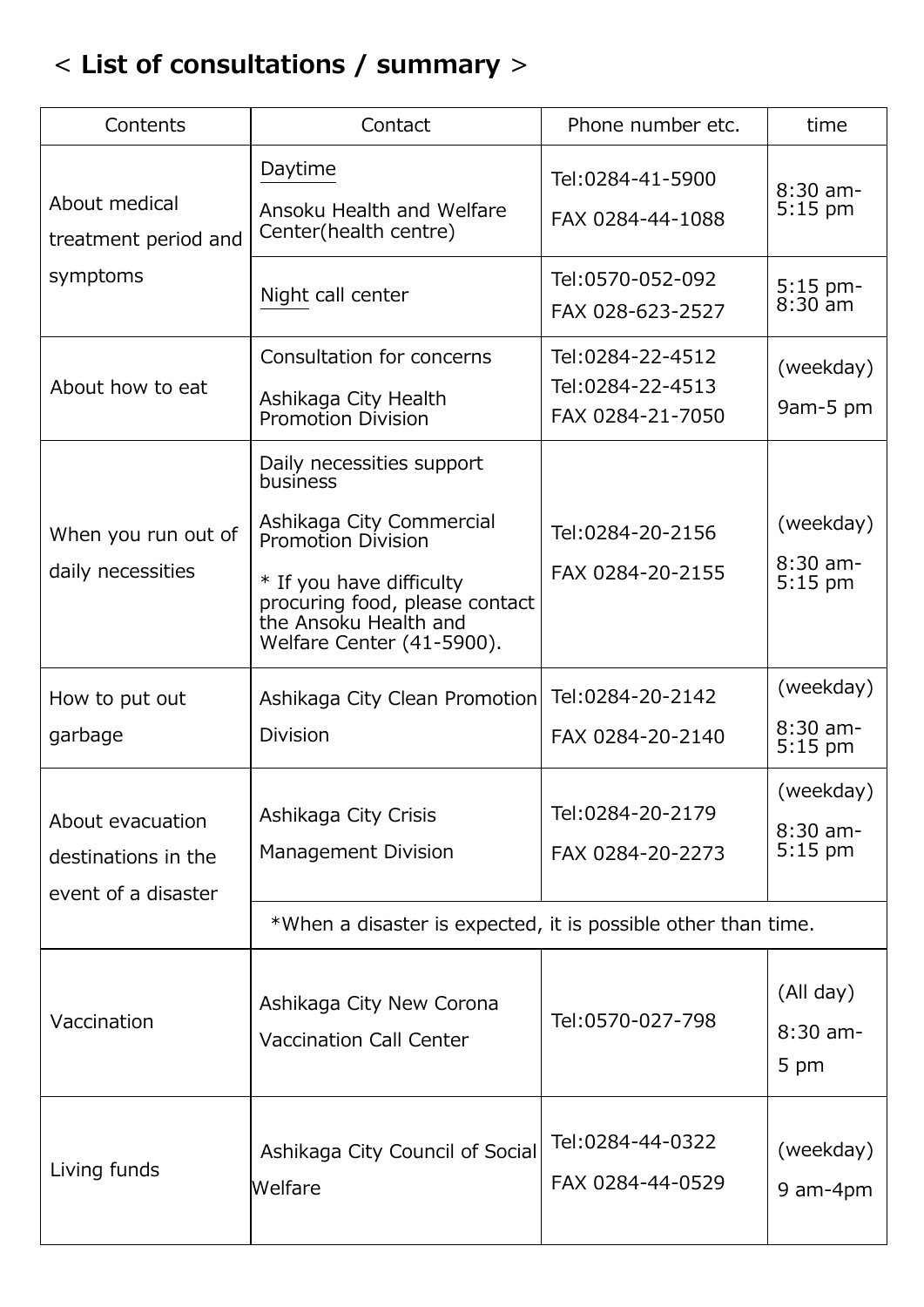# < **List of consultations / summary** >

| Contents | Contact | Phone number etc. | time |
|---|---|---|---|
| About medical treatment period and symptoms | Daytime<br>Ansoku Health and Welfare Center(health centre) | Tel:0284-41-5900<br>FAX 0284-44-1088 | 8:30 am-5:15 pm |
| | Night call center | Tel:0570-052-092<br>FAX 028-623-2527 | 5:15 pm-8:30 am |
| About how to eat | Consultation for concerns<br>Ashikaga City Health Promotion Division | Tel:0284-22-4512<br>Tel:0284-22-4513<br>FAX 0284-21-7050 | (weekday)<br>9am-5 pm |
| When you run out of daily necessities | Daily necessities support business<br>Ashikaga City Commercial Promotion Division<br>* If you have difficulty procuring food, please contact the Ansoku Health and Welfare Center (41-5900). | Tel:0284-20-2156<br>FAX 0284-20-2155 | (weekday)<br>8:30 am-5:15 pm |
| How to put out garbage | Ashikaga City Clean Promotion Division | Tel:0284-20-2142<br>FAX 0284-20-2140 | (weekday)<br>8:30 am-5:15 pm |
| About evacuation destinations in the event of a disaster | Ashikaga City Crisis Management Division | Tel:0284-20-2179<br>FAX 0284-20-2273 | (weekday)<br>8:30 am-5:15 pm |
| | *When a disaster is expected, it is possible other than time. | | |
| Vaccination | Ashikaga City New Corona Vaccination Call Center | Tel:0570-027-798 | (All day)<br>8:30 am-5 pm |
| Living funds | Ashikaga City Council of Social Welfare | Tel:0284-44-0322<br>FAX 0284-44-0529 | (weekday)<br>9 am-4pm |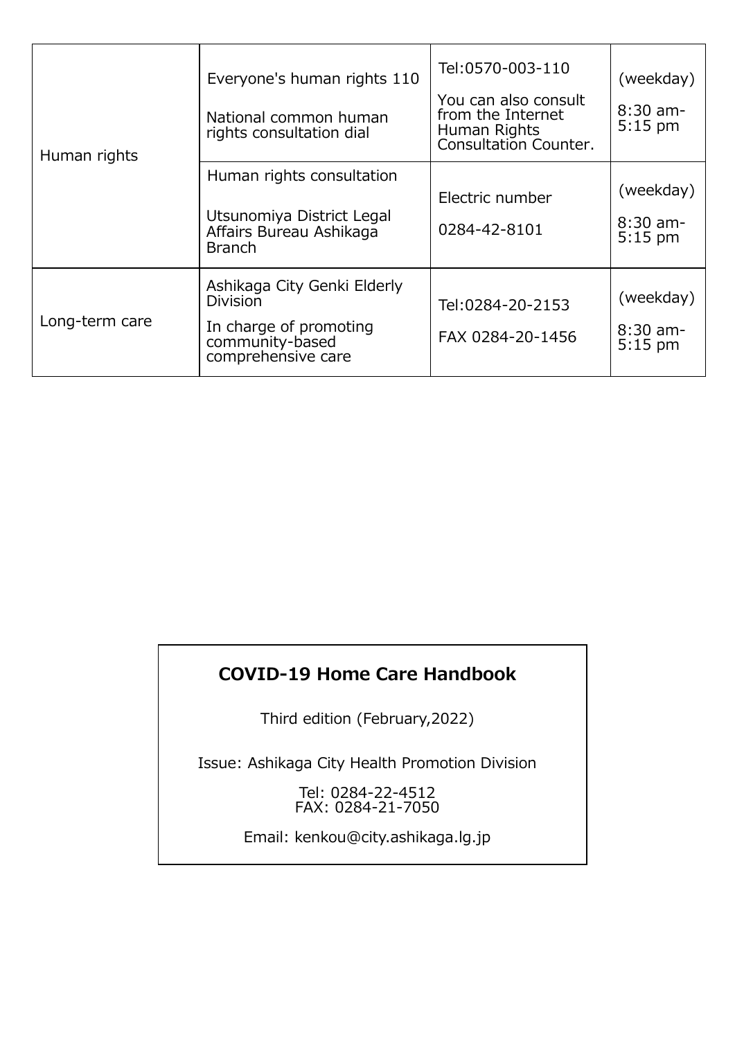| | | | |
|---|---|---|---|
| Human rights | Everyone's human rights 110<br><br>National common human rights consultation dial | Tel:0570-003-110<br><br>You can also consult from the Internet Human Rights Consultation Counter. | (weekday)<br><br>8:30 am-5:15 pm |
| | Human rights consultation<br><br>Utsunomiya District Legal Affairs Bureau Ashikaga Branch | Electric number<br><br>0284-42-8101 | (weekday)<br><br>8:30 am-5:15 pm |
| Long-term care | Ashikaga City Genki Elderly Division<br><br>In charge of promoting community-based comprehensive care | Tel:0284-20-2153<br><br>FAX 0284-20-1456 | (weekday)<br><br>8:30 am-5:15 pm |

**COVID-19 Home Care Handbook**

Third edition (February,2022)

Issue: Ashikaga City Health Promotion Division

Tel: 0284-22-4512
FAX: 0284-21-7050

Email: kenkou@city.ashikaga.lg.jp